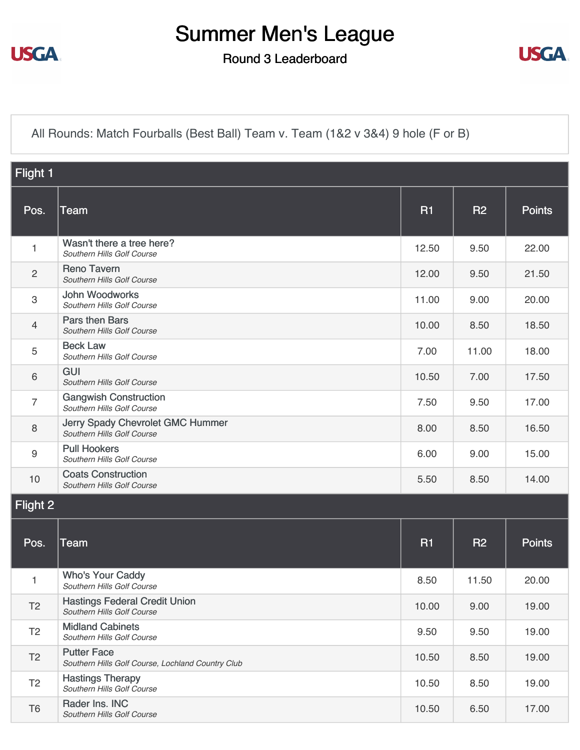# Summer Men's League

## Round 3 Leaderboard

All Rounds: Match Fourballs (Best Ball) Team v. Team (1&2 v 3&4) 9 hole (F or B)

### Flight 1

| Pos. | Team | R1 | R2 | Points |
|---|---|---|---|---|
| 1 | Wasn't there a tree here? *Southern Hills Golf Course* | 12.50 | 9.50 | 22.00 |
| 2 | Reno Tavern *Southern Hills Golf Course* | 12.00 | 9.50 | 21.50 |
| 3 | John Woodworks *Southern Hills Golf Course* | 11.00 | 9.00 | 20.00 |
| 4 | Pars then Bars *Southern Hills Golf Course* | 10.00 | 8.50 | 18.50 |
| 5 | Beck Law *Southern Hills Golf Course* | 7.00 | 11.00 | 18.00 |
| 6 | GUI *Southern Hills Golf Course* | 10.50 | 7.00 | 17.50 |
| 7 | Gangwish Construction *Southern Hills Golf Course* | 7.50 | 9.50 | 17.00 |
| 8 | Jerry Spady Chevrolet GMC Hummer *Southern Hills Golf Course* | 8.00 | 8.50 | 16.50 |
| 9 | Pull Hookers *Southern Hills Golf Course* | 6.00 | 9.00 | 15.00 |
| 10 | Coats Construction *Southern Hills Golf Course* | 5.50 | 8.50 | 14.00 |

### Flight 2

| Pos. | Team | R1 | R2 | Points |
|---|---|---|---|---|
| 1 | Who's Your Caddy *Southern Hills Golf Course* | 8.50 | 11.50 | 20.00 |
| T2 | Hastings Federal Credit Union *Southern Hills Golf Course* | 10.00 | 9.00 | 19.00 |
| T2 | Midland Cabinets *Southern Hills Golf Course* | 9.50 | 9.50 | 19.00 |
| T2 | Putter Face *Southern Hills Golf Course, Lochland Country Club* | 10.50 | 8.50 | 19.00 |
| T2 | Hastings Therapy *Southern Hills Golf Course* | 10.50 | 8.50 | 19.00 |
| T6 | Rader Ins. INC *Southern Hills Golf Course* | 10.50 | 6.50 | 17.00 |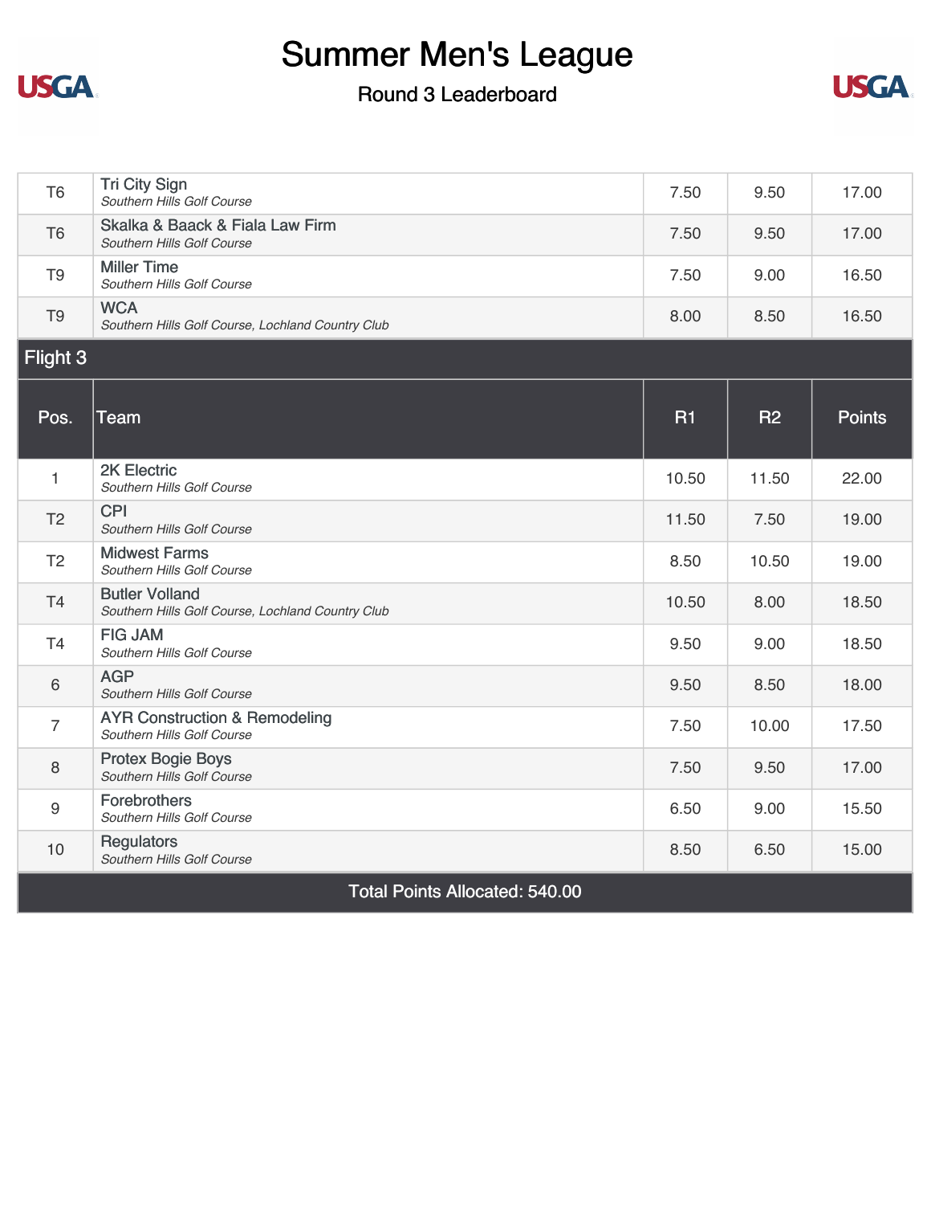# Summer Men's League

## Round 3 Leaderboard

| | | | | |
|---|---|---|---|---|
| T6 | Tri City Sign<br>*Southern Hills Golf Course* | 7.50 | 9.50 | 17.00 |
| T6 | Skalka & Baack & Fiala Law Firm<br>*Southern Hills Golf Course* | 7.50 | 9.50 | 17.00 |
| T9 | Miller Time<br>*Southern Hills Golf Course* | 7.50 | 9.00 | 16.50 |
| T9 | WCA<br>*Southern Hills Golf Course, Lochland Country Club* | 8.00 | 8.50 | 16.50 |

### Flight 3

| Pos. | Team | R1 | R2 | Points |
|---|---|---|---|---|
| 1 | 2K Electric<br>*Southern Hills Golf Course* | 10.50 | 11.50 | 22.00 |
| T2 | CPI<br>*Southern Hills Golf Course* | 11.50 | 7.50 | 19.00 |
| T2 | Midwest Farms<br>*Southern Hills Golf Course* | 8.50 | 10.50 | 19.00 |
| T4 | Butler Volland<br>*Southern Hills Golf Course, Lochland Country Club* | 10.50 | 8.00 | 18.50 |
| T4 | FIG JAM<br>*Southern Hills Golf Course* | 9.50 | 9.00 | 18.50 |
| 6 | AGP<br>*Southern Hills Golf Course* | 9.50 | 8.50 | 18.00 |
| 7 | AYR Construction & Remodeling<br>*Southern Hills Golf Course* | 7.50 | 10.00 | 17.50 |
| 8 | Protex Bogie Boys<br>*Southern Hills Golf Course* | 7.50 | 9.50 | 17.00 |
| 9 | Forebrothers<br>*Southern Hills Golf Course* | 6.50 | 9.00 | 15.50 |
| 10 | Regulators<br>*Southern Hills Golf Course* | 8.50 | 6.50 | 15.00 |

Total Points Allocated: 540.00